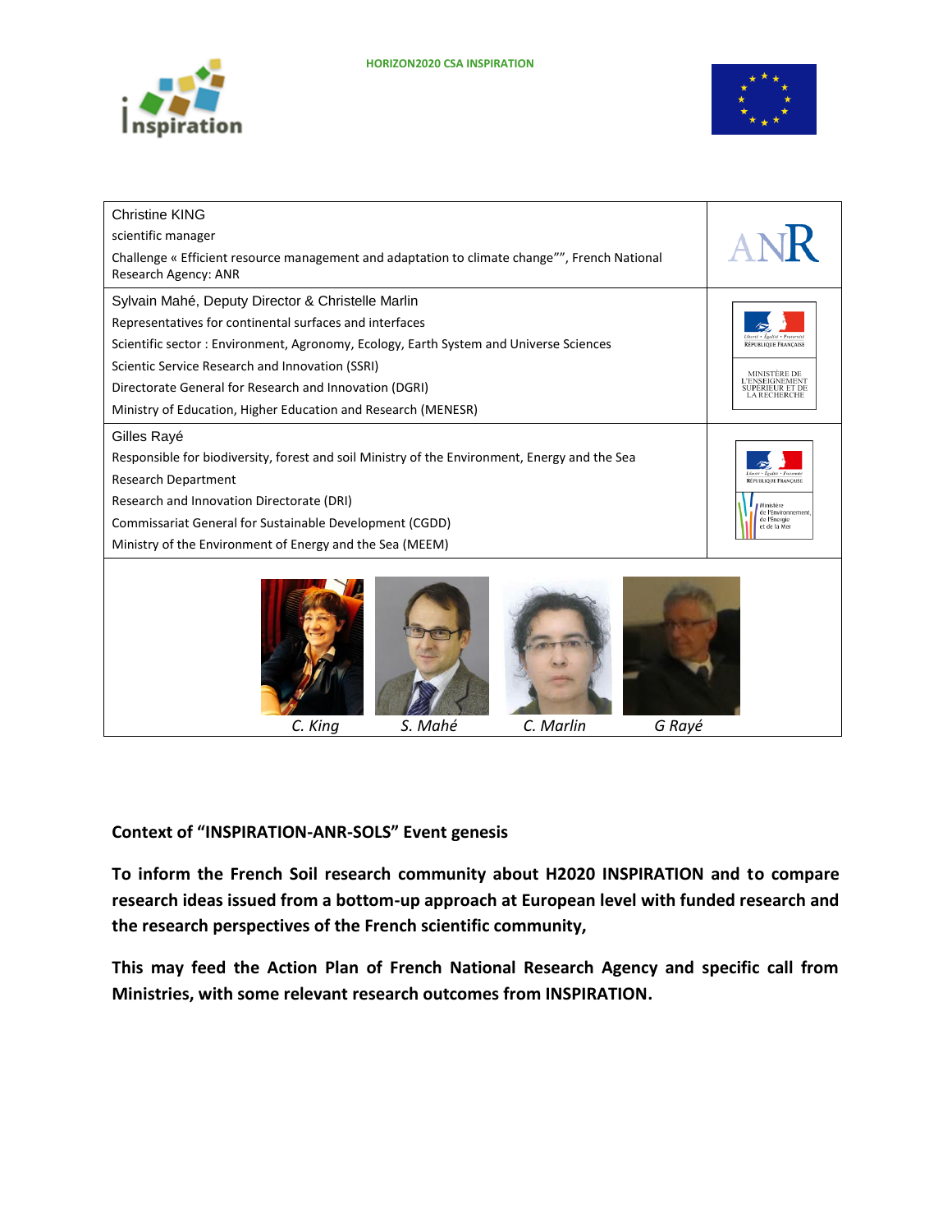HORIZON2020 CSA INSPIRATION

| | |
|---|---|
| Christine KING<br>scientific manager<br>Challenge « Efficient resource management and adaptation to climate change"", French National Research Agency: ANR | ANR |
| Sylvain Mahé, Deputy Director & Christelle Marlin<br>Representatives for continental surfaces and interfaces<br>Scientific sector : Environment, Agronomy, Ecology, Earth System and Universe Sciences<br>Scientic Service Research and Innovation (SSRI)<br>Directorate General for Research and Innovation (DGRI)<br>Ministry of Education, Higher Education and Research (MENESR) | Liberté • Égalité • Fraternité<br>RÉPUBLIQUE FRANÇAISE<br>MINISTÈRE DE L'ENSEIGNEMENT SUPÉRIEUR ET DE LA RECHERCHE |
| Gilles Rayé<br>Responsible for biodiversity, forest and soil Ministry of the Environment, Energy and the Sea<br>Research Department<br>Research and Innovation Directorate (DRI)<br>Commissariat General for Sustainable Development (CGDD)<br>Ministry of the Environment of Energy and the Sea (MEEM) | Liberté • Égalité • Fraternité<br>RÉPUBLIQUE FRANÇAISE<br>Ministère de l'Environnement, de l'Énergie et de la Mer |
| *C. King* *S. Mahé* *C. Marlin* *G Rayé* | |

**Context of "INSPIRATION-ANR-SOLS" Event genesis**

**To inform the French Soil research community about H2020 INSPIRATION and to compare research ideas issued from a bottom-up approach at European level with funded research and the research perspectives of the French scientific community,**

**This may feed the Action Plan of French National Research Agency and specific call from Ministries, with some relevant research outcomes from INSPIRATION.**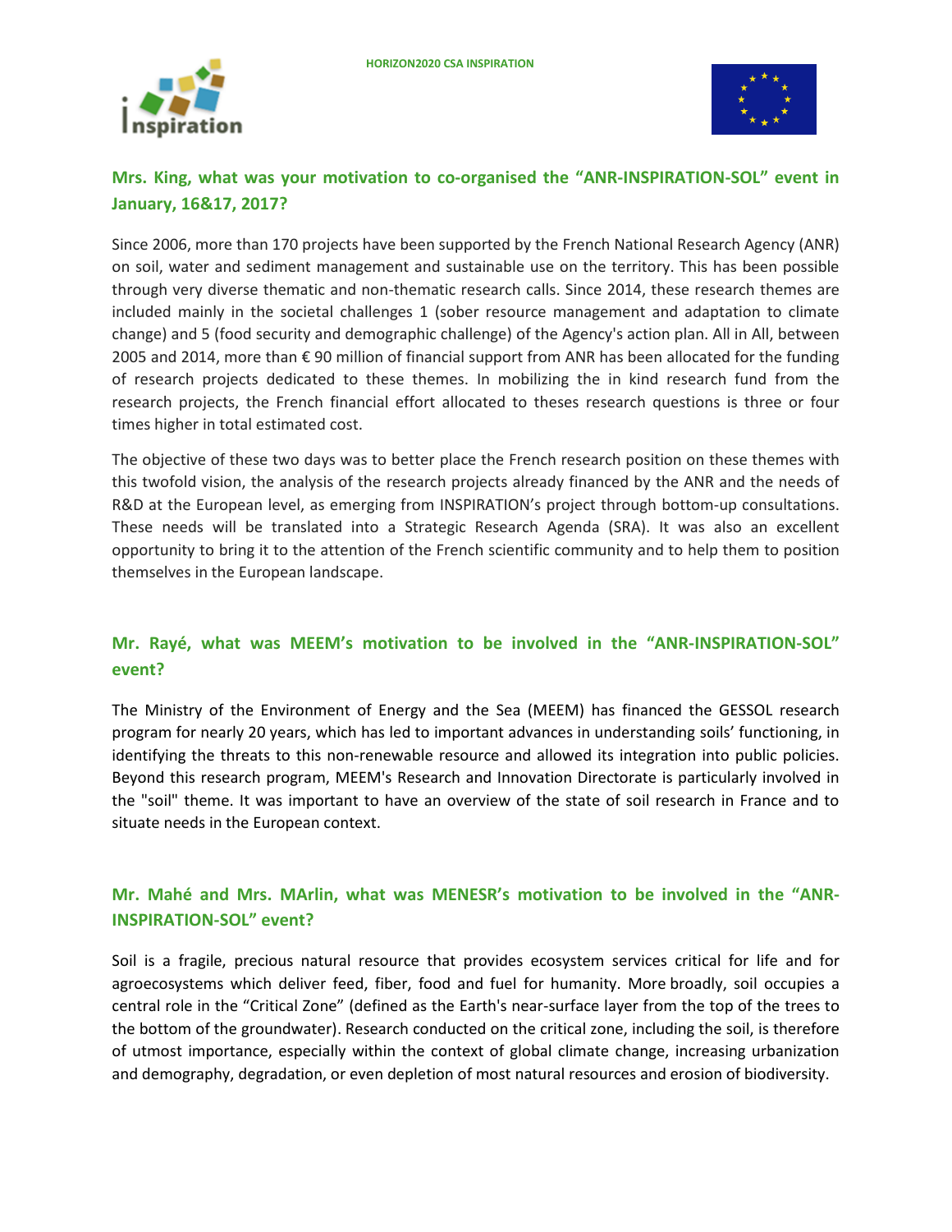**Mrs. King, what was your motivation to co-organised the "ANR-INSPIRATION-SOL" event in January, 16&17, 2017?**

Since 2006, more than 170 projects have been supported by the French National Research Agency (ANR) on soil, water and sediment management and sustainable use on the territory. This has been possible through very diverse thematic and non-thematic research calls. Since 2014, these research themes are included mainly in the societal challenges 1 (sober resource management and adaptation to climate change) and 5 (food security and demographic challenge) of the Agency's action plan. All in All, between 2005 and 2014, more than € 90 million of financial support from ANR has been allocated for the funding of research projects dedicated to these themes. In mobilizing the in kind research fund from the research projects, the French financial effort allocated to theses research questions is three or four times higher in total estimated cost.

The objective of these two days was to better place the French research position on these themes with this twofold vision, the analysis of the research projects already financed by the ANR and the needs of R&D at the European level, as emerging from INSPIRATION's project through bottom-up consultations. These needs will be translated into a Strategic Research Agenda (SRA). It was also an excellent opportunity to bring it to the attention of the French scientific community and to help them to position themselves in the European landscape.

**Mr. Rayé, what was MEEM's motivation to be involved in the "ANR-INSPIRATION-SOL" event?**

The Ministry of the Environment of Energy and the Sea (MEEM) has financed the GESSOL research program for nearly 20 years, which has led to important advances in understanding soils' functioning, in identifying the threats to this non-renewable resource and allowed its integration into public policies. Beyond this research program, MEEM's Research and Innovation Directorate is particularly involved in the "soil" theme. It was important to have an overview of the state of soil research in France and to situate needs in the European context.

**Mr. Mahé and Mrs. MArlin, what was MENESR's motivation to be involved in the "ANR-INSPIRATION-SOL" event?**

Soil is a fragile, precious natural resource that provides ecosystem services critical for life and for agroecosystems which deliver feed, fiber, food and fuel for humanity. More broadly, soil occupies a central role in the "Critical Zone" (defined as the Earth's near-surface layer from the top of the trees to the bottom of the groundwater). Research conducted on the critical zone, including the soil, is therefore of utmost importance, especially within the context of global climate change, increasing urbanization and demography, degradation, or even depletion of most natural resources and erosion of biodiversity.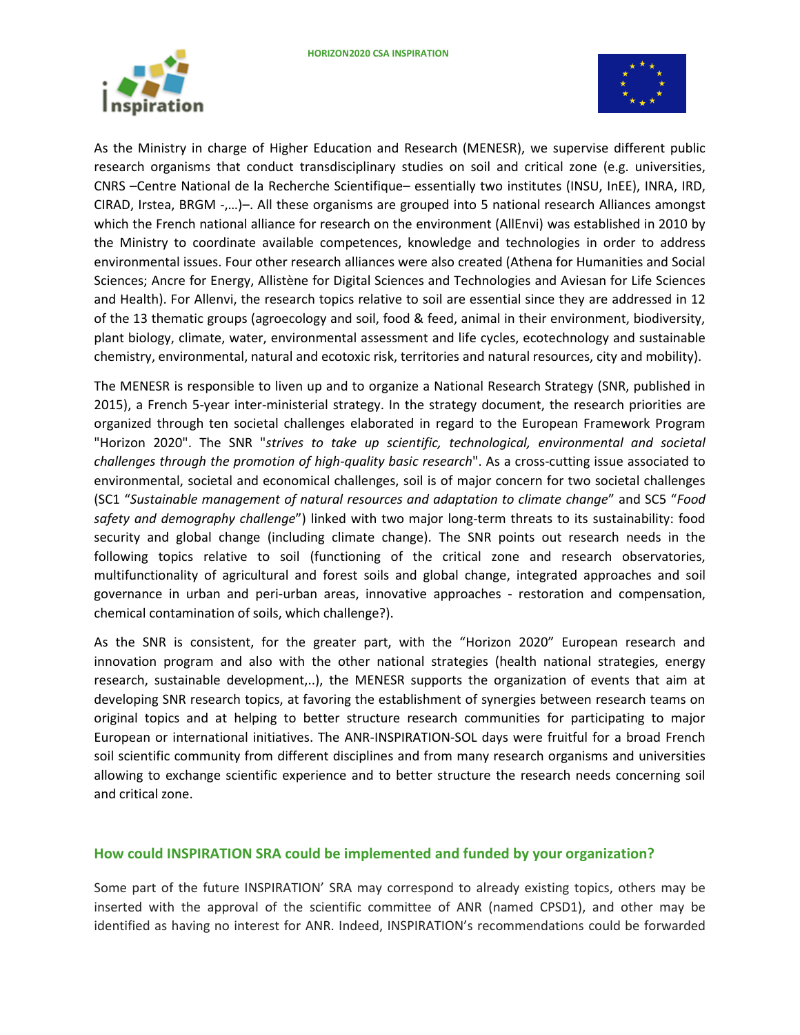As the Ministry in charge of Higher Education and Research (MENESR), we supervise different public research organisms that conduct transdisciplinary studies on soil and critical zone (e.g. universities, CNRS –Centre National de la Recherche Scientifique– essentially two institutes (INSU, InEE), INRA, IRD, CIRAD, Irstea, BRGM -,…)–. All these organisms are grouped into 5 national research Alliances amongst which the French national alliance for research on the environment (AllEnvi) was established in 2010 by the Ministry to coordinate available competences, knowledge and technologies in order to address environmental issues. Four other research alliances were also created (Athena for Humanities and Social Sciences; Ancre for Energy, Allistène for Digital Sciences and Technologies and Aviesan for Life Sciences and Health). For Allenvi, the research topics relative to soil are essential since they are addressed in 12 of the 13 thematic groups (agroecology and soil, food & feed, animal in their environment, biodiversity, plant biology, climate, water, environmental assessment and life cycles, ecotechnology and sustainable chemistry, environmental, natural and ecotoxic risk, territories and natural resources, city and mobility).

The MENESR is responsible to liven up and to organize a National Research Strategy (SNR, published in 2015), a French 5-year inter-ministerial strategy. In the strategy document, the research priorities are organized through ten societal challenges elaborated in regard to the European Framework Program "Horizon 2020". The SNR "*strives to take up scientific, technological, environmental and societal challenges through the promotion of high-quality basic research*". As a cross-cutting issue associated to environmental, societal and economical challenges, soil is of major concern for two societal challenges (SC1 "*Sustainable management of natural resources and adaptation to climate change*" and SC5 "*Food safety and demography challenge*") linked with two major long-term threats to its sustainability: food security and global change (including climate change). The SNR points out research needs in the following topics relative to soil (functioning of the critical zone and research observatories, multifunctionality of agricultural and forest soils and global change, integrated approaches and soil governance in urban and peri-urban areas, innovative approaches - restoration and compensation, chemical contamination of soils, which challenge?).

As the SNR is consistent, for the greater part, with the "Horizon 2020" European research and innovation program and also with the other national strategies (health national strategies, energy research, sustainable development,..), the MENESR supports the organization of events that aim at developing SNR research topics, at favoring the establishment of synergies between research teams on original topics and at helping to better structure research communities for participating to major European or international initiatives. The ANR-INSPIRATION-SOL days were fruitful for a broad French soil scientific community from different disciplines and from many research organisms and universities allowing to exchange scientific experience and to better structure the research needs concerning soil and critical zone.

## How could INSPIRATION SRA could be implemented and funded by your organization?

Some part of the future INSPIRATION' SRA may correspond to already existing topics, others may be inserted with the approval of the scientific committee of ANR (named CPSD1), and other may be identified as having no interest for ANR. Indeed, INSPIRATION's recommendations could be forwarded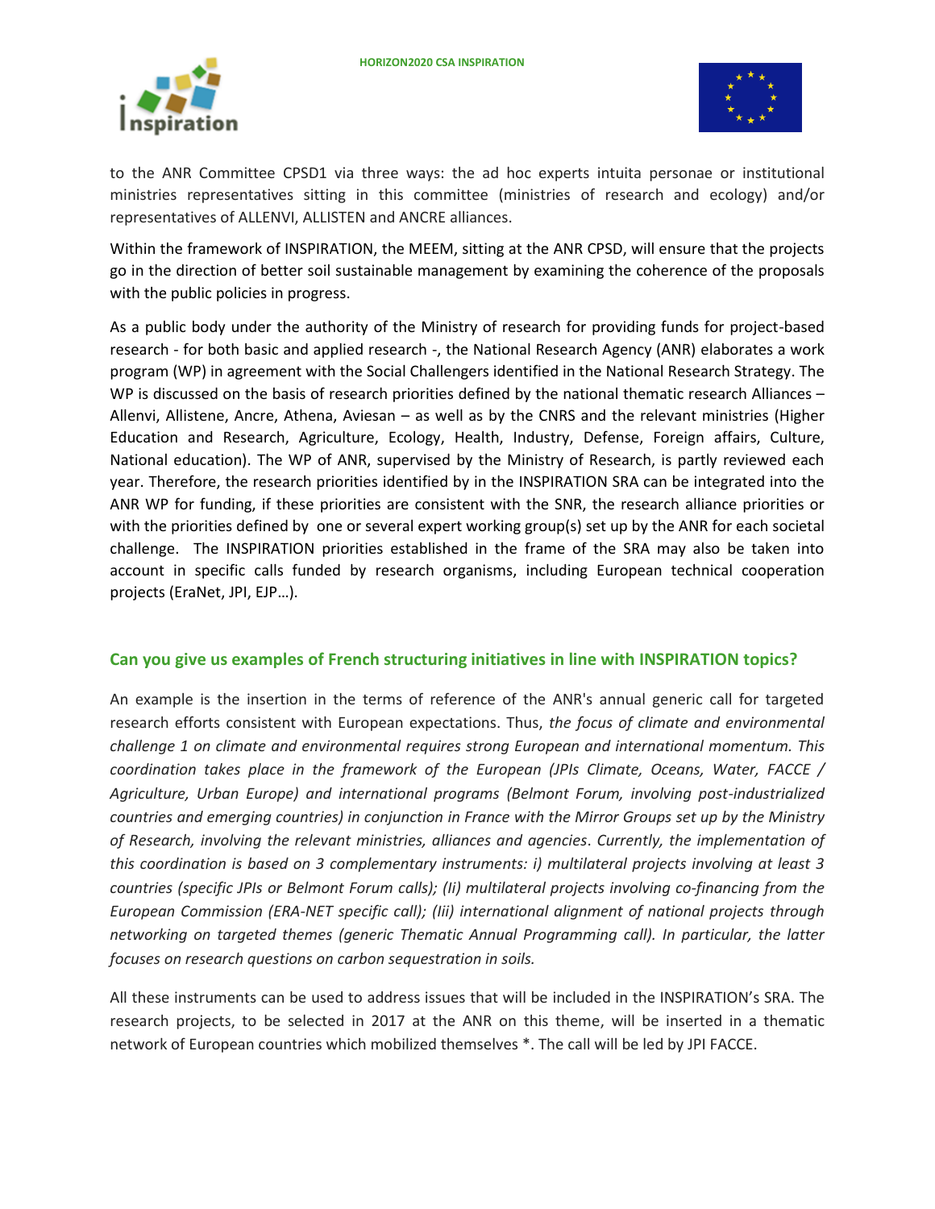to the ANR Committee CPSD1 via three ways: the ad hoc experts intuita personae or institutional ministries representatives sitting in this committee (ministries of research and ecology) and/or representatives of ALLENVI, ALLISTEN and ANCRE alliances.

Within the framework of INSPIRATION, the MEEM, sitting at the ANR CPSD, will ensure that the projects go in the direction of better soil sustainable management by examining the coherence of the proposals with the public policies in progress.

As a public body under the authority of the Ministry of research for providing funds for project-based research - for both basic and applied research -, the National Research Agency (ANR) elaborates a work program (WP) in agreement with the Social Challengers identified in the National Research Strategy. The WP is discussed on the basis of research priorities defined by the national thematic research Alliances – Allenvi, Allistene, Ancre, Athena, Aviesan – as well as by the CNRS and the relevant ministries (Higher Education and Research, Agriculture, Ecology, Health, Industry, Defense, Foreign affairs, Culture, National education). The WP of ANR, supervised by the Ministry of Research, is partly reviewed each year. Therefore, the research priorities identified by in the INSPIRATION SRA can be integrated into the ANR WP for funding, if these priorities are consistent with the SNR, the research alliance priorities or with the priorities defined by one or several expert working group(s) set up by the ANR for each societal challenge. The INSPIRATION priorities established in the frame of the SRA may also be taken into account in specific calls funded by research organisms, including European technical cooperation projects (EraNet, JPI, EJP…).

## Can you give us examples of French structuring initiatives in line with INSPIRATION topics?

An example is the insertion in the terms of reference of the ANR's annual generic call for targeted research efforts consistent with European expectations. Thus, *the focus of climate and environmental challenge 1 on climate and environmental requires strong European and international momentum. This coordination takes place in the framework of the European (JPIs Climate, Oceans, Water, FACCE / Agriculture, Urban Europe) and international programs (Belmont Forum, involving post-industrialized countries and emerging countries) in conjunction in France with the Mirror Groups set up by the Ministry of Research, involving the relevant ministries, alliances and agencies. Currently, the implementation of this coordination is based on 3 complementary instruments: i) multilateral projects involving at least 3 countries (specific JPIs or Belmont Forum calls); (Ii) multilateral projects involving co-financing from the European Commission (ERA-NET specific call); (iii) international alignment of national projects through networking on targeted themes (generic Thematic Annual Programming call). In particular, the latter focuses on research questions on carbon sequestration in soils.*

All these instruments can be used to address issues that will be included in the INSPIRATION's SRA. The research projects, to be selected in 2017 at the ANR on this theme, will be inserted in a thematic network of European countries which mobilized themselves *. The call will be led by JPI FACCE.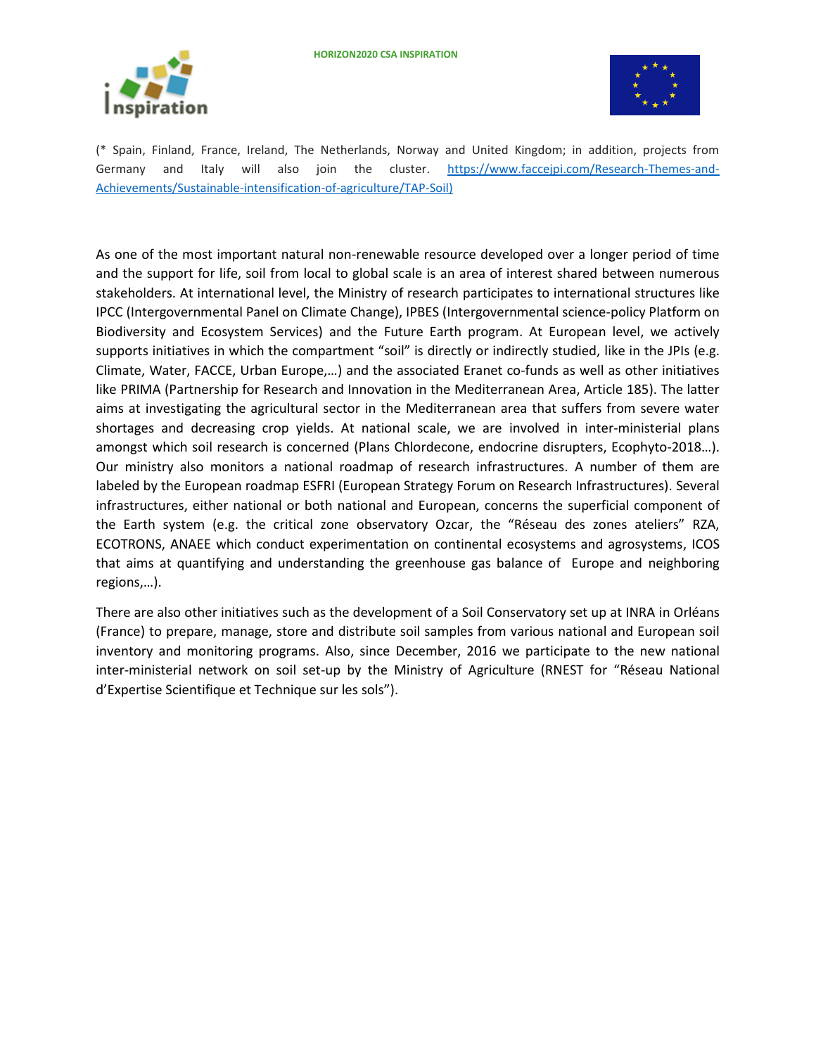(* Spain, Finland, France, Ireland, The Netherlands, Norway and United Kingdom; in addition, projects from Germany and Italy will also join the cluster. https://www.faccejpi.com/Research-Themes-and-Achievements/Sustainable-intensification-of-agriculture/TAP-Soil)

As one of the most important natural non-renewable resource developed over a longer period of time and the support for life, soil from local to global scale is an area of interest shared between numerous stakeholders. At international level, the Ministry of research participates to international structures like IPCC (Intergovernmental Panel on Climate Change), IPBES (Intergovernmental science-policy Platform on Biodiversity and Ecosystem Services) and the Future Earth program. At European level, we actively supports initiatives in which the compartment "soil" is directly or indirectly studied, like in the JPIs (e.g. Climate, Water, FACCE, Urban Europe,…) and the associated Eranet co-funds as well as other initiatives like PRIMA (Partnership for Research and Innovation in the Mediterranean Area, Article 185). The latter aims at investigating the agricultural sector in the Mediterranean area that suffers from severe water shortages and decreasing crop yields. At national scale, we are involved in inter-ministerial plans amongst which soil research is concerned (Plans Chlordecone, endocrine disrupters, Ecophyto-2018…). Our ministry also monitors a national roadmap of research infrastructures. A number of them are labeled by the European roadmap ESFRI (European Strategy Forum on Research Infrastructures). Several infrastructures, either national or both national and European, concerns the superficial component of the Earth system (e.g. the critical zone observatory Ozcar, the "Réseau des zones ateliers" RZA, ECOTRONS, ANAEE which conduct experimentation on continental ecosystems and agrosystems, ICOS that aims at quantifying and understanding the greenhouse gas balance of Europe and neighboring regions,…).

There are also other initiatives such as the development of a Soil Conservatory set up at INRA in Orléans (France) to prepare, manage, store and distribute soil samples from various national and European soil inventory and monitoring programs. Also, since December, 2016 we participate to the new national inter-ministerial network on soil set-up by the Ministry of Agriculture (RNEST for "Réseau National d'Expertise Scientifique et Technique sur les sols").